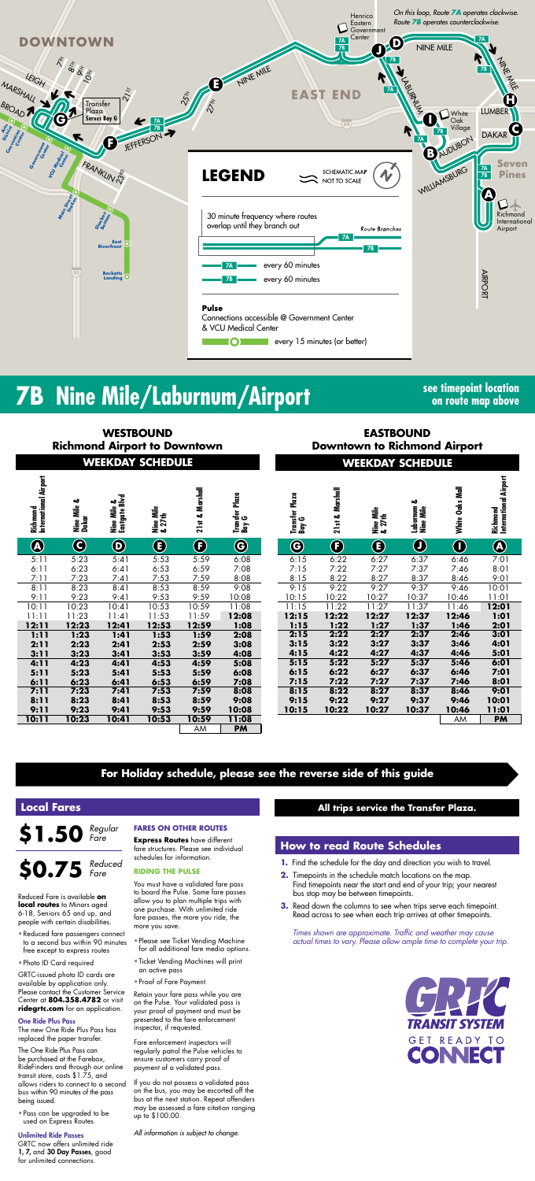DOWNTOWN

EAST END

*On this loop, Route 7A operates clockwise. Route 7B operates counterclockwise.*

NINE MILE · LABURNUM · LUMBER · DAKAR · AUDUBON · WILLIAMSBURG · AIRPORT · Seven Pines · Richmond International Airport · White Oak Village · Henrico Eastern Government Center · JEFFERSON · FRANKLIN · BROAD · MARSHALL · LEIGH · 7th · 8th · 9th · 10th · 21st · 23rd · 25th · 27th · Transfer Plaza Serves Bay G

Pulse stations: Arts District · Convention Center · Government Center · VCU Medical Center · Main Street Station · Shockoe Bottom · East Riverfront · Rocketts Landing

## LEGEND

SCHEMATIC MAP NOT TO SCALE

30 minute frequency where routes overlap until they branch out — Route Branches

7A every 60 minutes

7B every 60 minutes

**Pulse**
Connections accessible @ Government Center & VCU Medical Center

every 15 minutes (or better)

# 7B Nine Mile/Laburnum/Airport

**see timepoint location on route map above**

## WESTBOUND Richmond Airport to Downtown

### WEEKDAY SCHEDULE

| Richmond International Airport (A) | Nine Mile & Dakar (C) | Nine Mile & Eastgate Blvd (D) | Nine Mile & 27th (E) | 21st & Marshall (F) | Transfer Plaza Bay G (G) |
|---|---|---|---|---|---|
| 5:11 | 5:23 | 5:41 | 5:53 | 5:59 | 6:08 |
| 6:11 | 6:23 | 6:41 | 6:53 | 6:59 | 7:08 |
| 7:11 | 7:23 | 7:41 | 7:53 | 7:59 | 8:08 |
| 8:11 | 8:23 | 8:41 | 8:53 | 8:59 | 9:08 |
| 9:11 | 9:23 | 9:41 | 9:53 | 9:59 | 10:08 |
| 10:11 | 10:23 | 10:41 | 10:53 | 10:59 | 11:08 |
| 11:11 | 11:23 | 11:41 | 11:53 | 11:59 | **12:08** |
| **12:11** | **12:23** | **12:41** | **12:53** | **12:59** | **1:08** |
| **1:11** | **1:23** | **1:41** | **1:53** | **1:59** | **2:08** |
| **2:11** | **2:23** | **2:41** | **2:53** | **2:59** | **3:08** |
| **3:11** | **3:23** | **3:41** | **3:53** | **3:59** | **4:08** |
| **4:11** | **4:23** | **4:41** | **4:53** | **4:59** | **5:08** |
| **5:11** | **5:23** | **5:41** | **5:53** | **5:59** | **6:08** |
| **6:11** | **6:23** | **6:41** | **6:53** | **6:59** | **7:08** |
| **7:11** | **7:23** | **7:41** | **7:53** | **7:59** | **8:08** |
| **8:11** | **8:23** | **8:41** | **8:53** | **8:59** | **9:08** |
| **9:11** | **9:23** | **9:41** | **9:53** | **9:59** | **10:08** |
| **10:11** | **10:23** | **10:41** | **10:53** | **10:59** | **11:08** |
| | | | | AM | **PM** |

## EASTBOUND Downtown to Richmond Airport

### WEEKDAY SCHEDULE

| Transfer Plaza Bay G (G) | 21st & Marshall (F) | Nine Mile & 27th (E) | Laburnum & Nine Mile (J) | White Oaks Mall (I) | Richmond International Airport (A) |
|---|---|---|---|---|---|
| 6:15 | 6:22 | 6:27 | 6:37 | 6:46 | 7:01 |
| 7:15 | 7:22 | 7:27 | 7:37 | 7:46 | 8:01 |
| 8:15 | 8:22 | 8:27 | 8:37 | 8:46 | 9:01 |
| 9:15 | 9:22 | 9:27 | 9:37 | 9:46 | 10:01 |
| 10:15 | 10:22 | 10:27 | 10:37 | 10:46 | 11:01 |
| 11:15 | 11:22 | 11:27 | 11:37 | 11:46 | **12:01** |
| **12:15** | **12:22** | **12:27** | **12:37** | **12:46** | **1:01** |
| **1:15** | **1:22** | **1:27** | **1:37** | **1:46** | **2:01** |
| **2:15** | **2:22** | **2:27** | **2:37** | **2:46** | **3:01** |
| **3:15** | **3:22** | **3:27** | **3:37** | **3:46** | **4:01** |
| **4:15** | **4:22** | **4:27** | **4:37** | **4:46** | **5:01** |
| **5:15** | **5:22** | **5:27** | **5:37** | **5:46** | **6:01** |
| **6:15** | **6:22** | **6:27** | **6:37** | **6:46** | **7:01** |
| **7:15** | **7:22** | **7:27** | **7:37** | **7:46** | **8:01** |
| **8:15** | **8:22** | **8:27** | **8:37** | **8:46** | **9:01** |
| **9:15** | **9:22** | **9:27** | **9:37** | **9:46** | **10:01** |
| **10:15** | **10:22** | **10:27** | **10:37** | **10:46** | **11:01** |
| | | | | AM | **PM** |

**For Holiday schedule, please see the reverse side of this guide**

## Local Fares

**$1.50** *Regular Fare*

**$0.75** *Reduced Fare*

Reduced Fare is available **on local routes** to Minors aged 6-18, Seniors 65 and up, and people with certain disabilities.

- Reduced fare passengers connect to a second bus within 90 minutes free except to express routes
- Photo ID Card required

GRTC-issued photo ID cards are available by application only. Please contact the Customer Service Center at **804.358.4782** or visit **ridegrtc.com** for an application.

### One Ride Plus Pass

The new One Ride Plus Pass has replaced the paper transfer.

The One Ride Plus Pass can be purchased at the Farebox, RideFinders and through our online transit store, costs $1.75, and allows riders to connect to a second bus within 90 minutes of the pass being issued.

- Pass can be upgraded to be used on Express Routes.

### Unlimited Ride Passes

GRTC now offers unlimited ride **1, 7,** and **30 Day Passes**, good for unlimited connections.

### FARES ON OTHER ROUTES

**Express Routes** have different fare structures. Please see individual schedules for information.

### RIDING THE PULSE

You must have a validated fare pass to board the Pulse. Some fare passes allow you to plan multiple trips with one purchase. With unlimited ride fare passes, the more you ride, the more you save.

- Please see Ticket Vending Machine for all additional fare media options.
- Ticket Vending Machines will print an active pass
- Proof of Fare Payment

Retain your fare pass while you are on the Pulse. Your validated pass is your proof of payment and must be presented to the fare enforcement inspector, if requested.

Fare enforcement inspectors will regularly patrol the Pulse vehicles to ensure customers carry proof of payment of a validated pass.

If you do not possess a validated pass on the bus, you may be escorted off the bus at the next station. Repeat offenders may be assessed a fare citation ranging up to $100.00.

*All information is subject to change.*

**All trips service the Transfer Plaza.**

## How to read Route Schedules

1. Find the schedule for the day and direction you wish to travel.
2. Timepoints in the schedule match locations on the map. Find timepoints near the start and end of your trip; your nearest bus stop may be between timepoints.
3. Read down the columns to see when trips serve each timepoint. Read across to see when each trip arrives at other timepoints.

*Times shown are approximate. Traffic and weather may cause actual times to vary. Please allow ample time to complete your trip.*

GRTC TRANSIT SYSTEM — GET READY TO CONNECT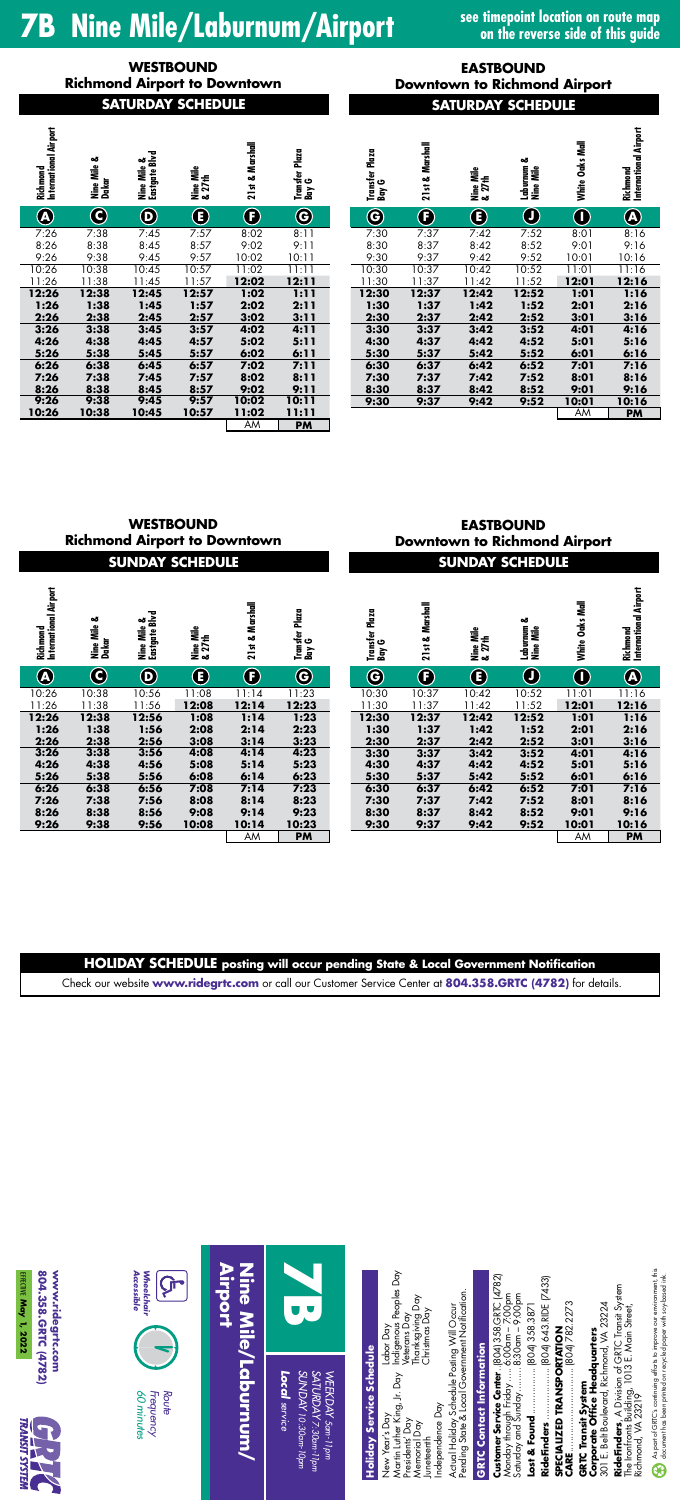# 7B Nine Mile/Laburnum/Airport

see timepoint location on route map on the reverse side of this guide

## WESTBOUND
### Richmond Airport to Downtown
### SATURDAY SCHEDULE

| Richmond International Airport | Nine Mile & Dakar | Nine Mile & Eastgate Blvd | Nine Mile & 27th | 21st & Marshall | Transfer Plaza Bay G |
|---|---|---|---|---|---|
| A | C | D | E | F | G |
| 7:26 | 7:38 | 7:45 | 7:57 | 8:02 | 8:11 |
| 8:26 | 8:38 | 8:45 | 8:57 | 9:02 | 9:11 |
| 9:26 | 9:38 | 9:45 | 9:57 | 10:02 | 10:11 |
| 10:26 | 10:38 | 10:45 | 10:57 | 11:02 | 11:11 |
| 11:26 | 11:38 | 11:45 | 11:57 | **12:02** | **12:11** |
| **12:26** | **12:38** | **12:45** | **12:57** | **1:02** | **1:11** |
| **1:26** | **1:38** | **1:45** | **1:57** | **2:02** | **2:11** |
| **2:26** | **2:38** | **2:45** | **2:57** | **3:02** | **3:11** |
| **3:26** | **3:38** | **3:45** | **3:57** | **4:02** | **4:11** |
| **4:26** | **4:38** | **4:45** | **4:57** | **5:02** | **5:11** |
| **5:26** | **5:38** | **5:45** | **5:57** | **6:02** | **6:11** |
| **6:26** | **6:38** | **6:45** | **6:57** | **7:02** | **7:11** |
| **7:26** | **7:38** | **7:45** | **7:57** | **8:02** | **8:11** |
| **8:26** | **8:38** | **8:45** | **8:57** | **9:02** | **9:11** |
| **9:26** | **9:38** | **9:45** | **9:57** | **10:02** | **10:11** |
| **10:26** | **10:38** | **10:45** | **10:57** | **11:02** | **11:11** |
| | | | | AM | **PM** |

## EASTBOUND
### Downtown to Richmond Airport
### SATURDAY SCHEDULE

| Transfer Plaza Bay G | 21st & Marshall | Nine Mile & 27th | Laburnum & Nine Mile | White Oaks Mall | Richmond International Airport |
|---|---|---|---|---|---|
| G | F | E | J | I | A |
| 7:30 | 7:37 | 7:42 | 7:52 | 8:01 | 8:16 |
| 8:30 | 8:37 | 8:42 | 8:52 | 9:01 | 9:16 |
| 9:30 | 9:37 | 9:42 | 9:52 | 10:01 | 10:16 |
| 10:30 | 10:37 | 10:42 | 10:52 | 11:01 | 11:16 |
| 11:30 | 11:37 | 11:42 | 11:52 | **12:01** | **12:16** |
| **12:30** | **12:37** | **12:42** | **12:52** | **1:01** | **1:16** |
| **1:30** | **1:37** | **1:42** | **1:52** | **2:01** | **2:16** |
| **2:30** | **2:37** | **2:42** | **2:52** | **3:01** | **3:16** |
| **3:30** | **3:37** | **3:42** | **3:52** | **4:01** | **4:16** |
| **4:30** | **4:37** | **4:42** | **4:52** | **5:01** | **5:16** |
| **5:30** | **5:37** | **5:42** | **5:52** | **6:01** | **6:16** |
| **6:30** | **6:37** | **6:42** | **6:52** | **7:01** | **7:16** |
| **7:30** | **7:37** | **7:42** | **7:52** | **8:01** | **8:16** |
| **8:30** | **8:37** | **8:42** | **8:52** | **9:01** | **9:16** |
| **9:30** | **9:37** | **9:42** | **9:52** | **10:01** | **10:16** |
| | | | | AM | **PM** |

## WESTBOUND
### Richmond Airport to Downtown
### SUNDAY SCHEDULE

| Richmond International Airport | Nine Mile & Dakar | Nine Mile & Eastgate Blvd | Nine Mile & 27th | 21st & Marshall | Transfer Plaza Bay G |
|---|---|---|---|---|---|
| A | C | D | E | F | G |
| 10:26 | 10:38 | 10:56 | 11:08 | 11:14 | 11:23 |
| 11:26 | 11:38 | 11:56 | **12:08** | **12:14** | **12:23** |
| **12:26** | **12:38** | **12:56** | **1:08** | **1:14** | **1:23** |
| **1:26** | **1:38** | **1:56** | **2:08** | **2:14** | **2:23** |
| **2:26** | **2:38** | **2:56** | **3:08** | **3:14** | **3:23** |
| **3:26** | **3:38** | **3:56** | **4:08** | **4:14** | **4:23** |
| **4:26** | **4:38** | **4:56** | **5:08** | **5:14** | **5:23** |
| **5:26** | **5:38** | **5:56** | **6:08** | **6:14** | **6:23** |
| **6:26** | **6:38** | **6:56** | **7:08** | **7:14** | **7:23** |
| **7:26** | **7:38** | **7:56** | **8:08** | **8:14** | **8:23** |
| **8:26** | **8:38** | **8:56** | **9:08** | **9:14** | **9:23** |
| **9:26** | **9:38** | **9:56** | **10:08** | **10:14** | **10:23** |
| | | | | AM | **PM** |

## EASTBOUND
### Downtown to Richmond Airport
### SUNDAY SCHEDULE

| Transfer Plaza Bay G | 21st & Marshall | Nine Mile & 27th | Laburnum & Nine Mile | White Oaks Mall | Richmond International Airport |
|---|---|---|---|---|---|
| G | F | E | J | I | A |
| 10:30 | 10:37 | 10:42 | 10:52 | 11:01 | 11:16 |
| 11:30 | 11:37 | 11:42 | 11:52 | **12:01** | **12:16** |
| **12:30** | **12:37** | **12:42** | **12:52** | **1:01** | **1:16** |
| **1:30** | **1:37** | **1:42** | **1:52** | **2:01** | **2:16** |
| **2:30** | **2:37** | **2:42** | **2:52** | **3:01** | **3:16** |
| **3:30** | **3:37** | **3:42** | **3:52** | **4:01** | **4:16** |
| **4:30** | **4:37** | **4:42** | **4:52** | **5:01** | **5:16** |
| **5:30** | **5:37** | **5:42** | **5:52** | **6:01** | **6:16** |
| **6:30** | **6:37** | **6:42** | **6:52** | **7:01** | **7:16** |
| **7:30** | **7:37** | **7:42** | **7:52** | **8:01** | **8:16** |
| **8:30** | **8:37** | **8:42** | **8:52** | **9:01** | **9:16** |
| **9:30** | **9:37** | **9:42** | **9:52** | **10:01** | **10:16** |
| | | | | AM | **PM** |

**HOLIDAY SCHEDULE posting will occur pending State & Local Government Notification**

Check our website **www.ridegrtc.com** or call our Customer Service Center at **804.358.GRTC (4782)** for details.

## Holiday Service Schedule

New Year's Day
Martin Luther King, Jr. Day
Presidents' Day
Memorial Day
Juneteenth
Independence Day
Labor Day
Indigenous Peoples Day
Veterans Day
Thanksgiving Day
Christmas Day

Actual Holiday Schedule Posting Will Occur Pending State & Local Government Notification.

## GRTC Contact Information

**Customer Service Center**..(804) 358.GRTC (4782)
Monday through Friday.......6:00am – 7:00pm
Saturday and Sunday..........8:30am – 5:00pm
**Lost & Found**..........................(804) 358.3871
**RideFinders**.......................(804) 643.RIDE (7433)
**SPECIALIZED TRANSPORTATION CARE**..............................(804) 782.2273
**GRTC Transit System Corporate Office Headquarters**
301 E. Belt Boulevard, Richmond, VA 23224
**RideFinders**, A Division of GRTC Transit System
The Ironfronts Building 1013 E. Main Street, Richmond, VA 23219

As part of GRTC's continuing efforts to improve our environment, this document has been printed on recycled paper with soy-based ink.

# 7B Nine Mile/Laburnum/Airport

*Local* service
*WEEKDAY 5am–11pm*
*SATURDAY 7:30am–11pm*
*SUNDAY 10:30am–10pm*

Wheelchair Accessible

Route Frequency 60 minutes

www.ridegrtc.com
804.358.GRTC (4782)

EFFECTIVE **May 1, 2022**

GRTC TRANSIT SYSTEM